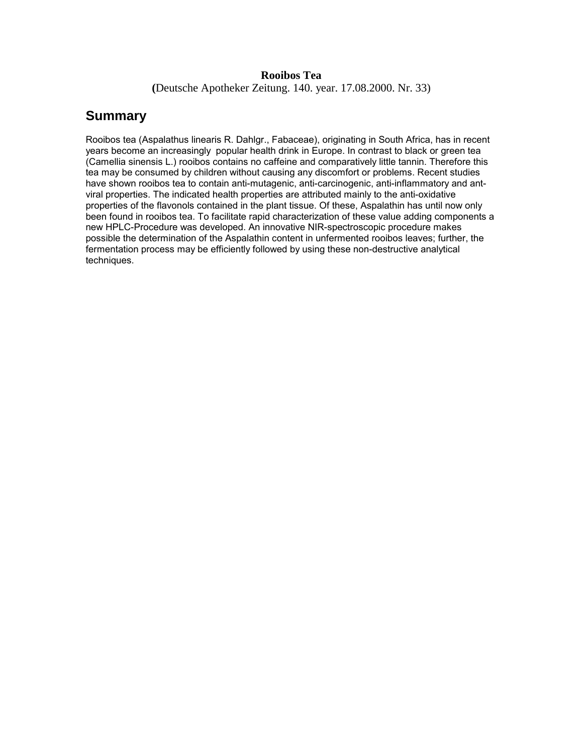**Rooibos Tea**

(Deutsche Apotheker Zeitung. 140. year. 17.08.2000. Nr. 33)

## Summary

Rooibos tea (Aspalathus linearis R. Dahlgr., Fabaceae), originating in South Africa, has in recent years become an increasingly popular health drink in Europe. In contrast to black or green tea (Camellia sinensis L.) rooibos contains no caffeine and comparatively little tannin. Therefore this tea may be consumed by children without causing any discomfort or problems. Recent studies have shown rooibos tea to contain anti-mutagenic, anti-carcinogenic, anti-inflammatory and ant-viral properties. The indicated health properties are attributed mainly to the anti-oxidative properties of the flavonols contained in the plant tissue. Of these, Aspalathin has until now only been found in rooibos tea. To facilitate rapid characterization of these value adding components a new HPLC-Procedure was developed. An innovative NIR-spectroscopic procedure makes possible the determination of the Aspalathin content in unfermented rooibos leaves; further, the fermentation process may be efficiently followed by using these non-destructive analytical techniques.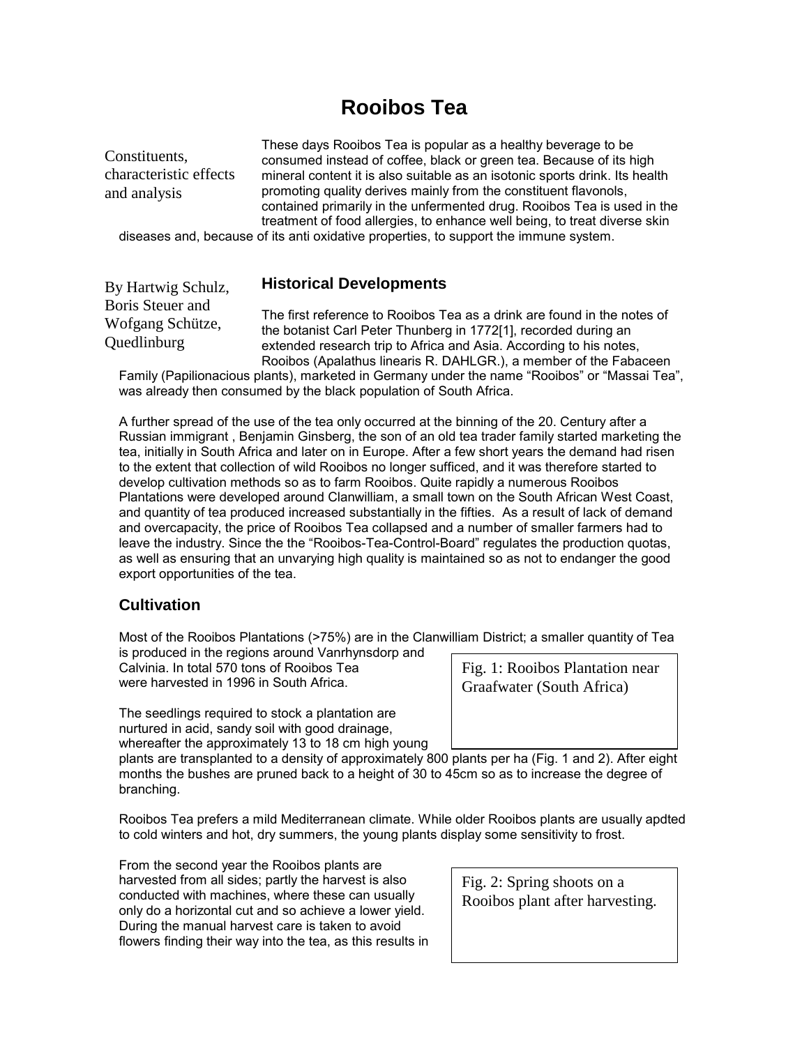# Rooibos Tea

Constituents, characteristic effects and analysis

These days Rooibos Tea is popular as a healthy beverage to be consumed instead of coffee, black or green tea. Because of its high mineral content it is also suitable as an isotonic sports drink. Its health promoting quality derives mainly from the constituent flavonols, contained primarily in the unfermented drug. Rooibos Tea is used in the treatment of food allergies, to enhance well being, to treat diverse skin diseases and, because of its anti oxidative properties, to support the immune system.

By Hartwig Schulz, Boris Steuer and Wofgang Schütze, Quedlinburg

## Historical Developments

The first reference to Rooibos Tea as a drink are found in the notes of the botanist Carl Peter Thunberg in 1772[1], recorded during an extended research trip to Africa and Asia. According to his notes, Rooibos (Apalathus linearis R. DAHLGR.), a member of the Fabaceen Family (Papilionacious plants), marketed in Germany under the name "Rooibos" or "Massai Tea", was already then consumed by the black population of South Africa.

A further spread of the use of the tea only occurred at the binning of the 20. Century after a Russian immigrant , Benjamin Ginsberg, the son of an old tea trader family started marketing the tea, initially in South Africa and later on in Europe. After a few short years the demand had risen to the extent that collection of wild Rooibos no longer sufficed, and it was therefore started to develop cultivation methods so as to farm Rooibos. Quite rapidly a numerous Rooibos Plantations were developed around Clanwilliam, a small town on the South African West Coast, and quantity of tea produced increased substantially in the fifties. As a result of lack of demand and overcapacity, the price of Rooibos Tea collapsed and a number of smaller farmers had to leave the industry. Since the the "Rooibos-Tea-Control-Board" regulates the production quotas, as well as ensuring that an unvarying high quality is maintained so as not to endanger the good export opportunities of the tea.

## Cultivation

Most of the Rooibos Plantations (>75%) are in the Clanwilliam District; a smaller quantity of Tea is produced in the regions around Vanrhynsdorp and Calvinia. In total 570 tons of Rooibos Tea were harvested in 1996 in South Africa.

Fig. 1: Rooibos Plantation near Graafwater (South Africa)

The seedlings required to stock a plantation are nurtured in acid, sandy soil with good drainage, whereafter the approximately 13 to 18 cm high young plants are transplanted to a density of approximately 800 plants per ha (Fig. 1 and 2). After eight months the bushes are pruned back to a height of 30 to 45cm so as to increase the degree of branching.

Rooibos Tea prefers a mild Mediterranean climate. While older Rooibos plants are usually apdted to cold winters and hot, dry summers, the young plants display some sensitivity to frost.

From the second year the Rooibos plants are harvested from all sides; partly the harvest is also conducted with machines, where these can usually only do a horizontal cut and so achieve a lower yield. During the manual harvest care is taken to avoid flowers finding their way into the tea, as this results in

Fig. 2: Spring shoots on a Rooibos plant after harvesting.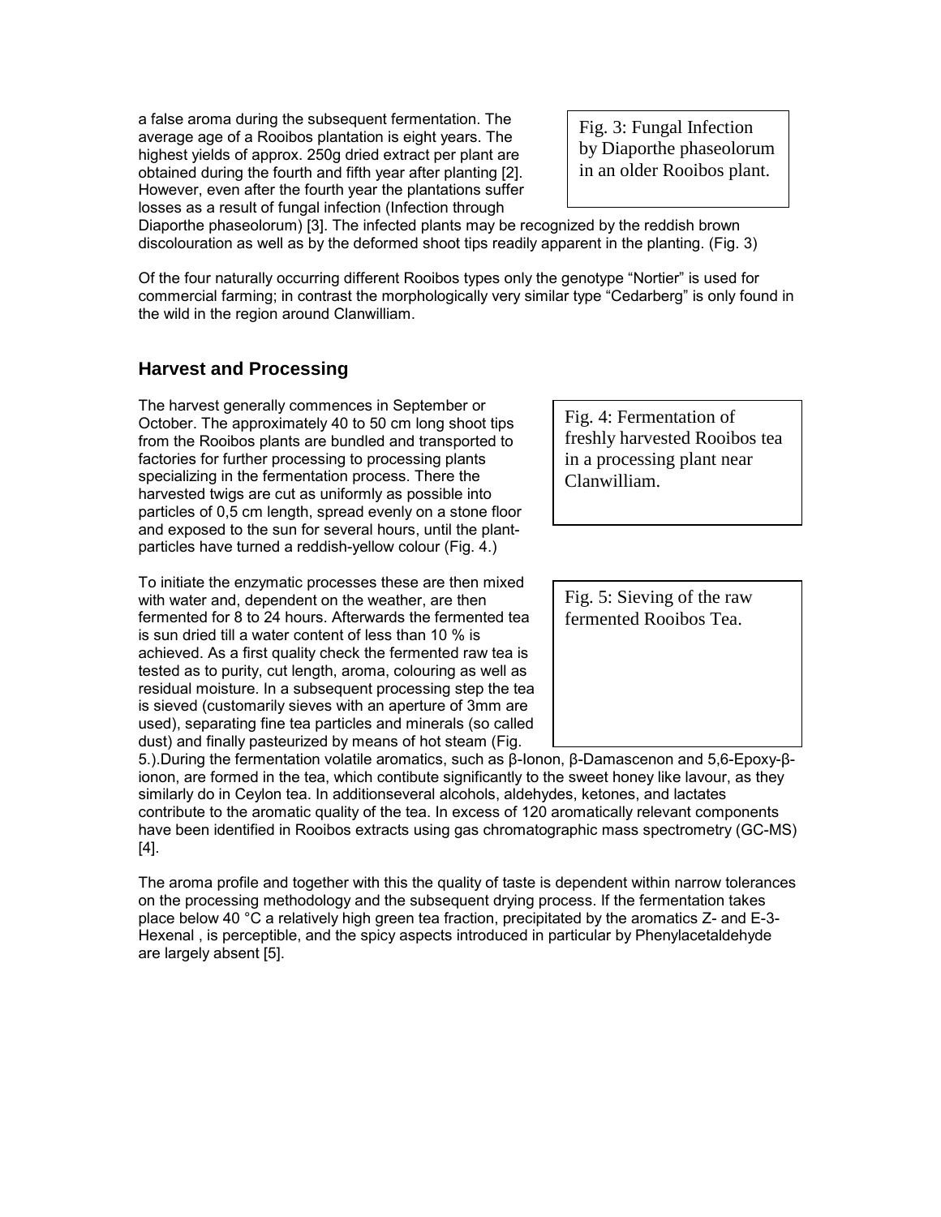a false aroma during the subsequent fermentation. The average age of a Rooibos plantation is eight years. The highest yields of approx. 250g dried extract per plant are obtained during the fourth and fifth year after planting [2]. However, even after the fourth year the plantations suffer losses as a result of fungal infection (Infection through Diaporthe phaseolorum) [3]. The infected plants may be recognized by the reddish brown discolouration as well as by the deformed shoot tips readily apparent in the planting. (Fig. 3)

Fig. 3: Fungal Infection by Diaporthe phaseolorum in an older Rooibos plant.

Of the four naturally occurring different Rooibos types only the genotype "Nortier" is used for commercial farming; in contrast the morphologically very similar type "Cedarberg" is only found in the wild in the region around Clanwilliam.

## Harvest and Processing

The harvest generally commences in September or October. The approximately 40 to 50 cm long shoot tips from the Rooibos plants are bundled and transported to factories for further processing to processing plants specializing in the fermentation process. There the harvested twigs are cut as uniformly as possible into particles of 0,5 cm length, spread evenly on a stone floor and exposed to the sun for several hours, until the plant-particles have turned a reddish-yellow colour (Fig. 4.)

Fig. 4: Fermentation of freshly harvested Rooibos tea in a processing plant near Clanwilliam.

To initiate the enzymatic processes these are then mixed with water and, dependent on the weather, are then fermented for 8 to 24 hours. Afterwards the fermented tea is sun dried till a water content of less than 10 % is achieved. As a first quality check the fermented raw tea is tested as to purity, cut length, aroma, colouring as well as residual moisture. In a subsequent processing step the tea is sieved (customarily sieves with an aperture of 3mm are used), separating fine tea particles and minerals (so called dust) and finally pasteurized by means of hot steam (Fig. 5.).During the fermentation volatile aromatics, such as β-Ionon, β-Damascenon and 5,6-Epoxy-β-ionon, are formed in the tea, which contibute significantly to the sweet honey like lavour, as they similarly do in Ceylon tea. In additionseveral alcohols, aldehydes, ketones, and lactates contribute to the aromatic quality of the tea. In excess of 120 aromatically relevant components have been identified in Rooibos extracts using gas chromatographic mass spectrometry (GC-MS) [4].

Fig. 5: Sieving of the raw fermented Rooibos Tea.

The aroma profile and together with this the quality of taste is dependent within narrow tolerances on the processing methodology and the subsequent drying process. If the fermentation takes place below 40 °C a relatively high green tea fraction, precipitated by the aromatics Z- and E-3-Hexenal , is perceptible, and the spicy aspects introduced in particular by Phenylacetaldehyde are largely absent [5].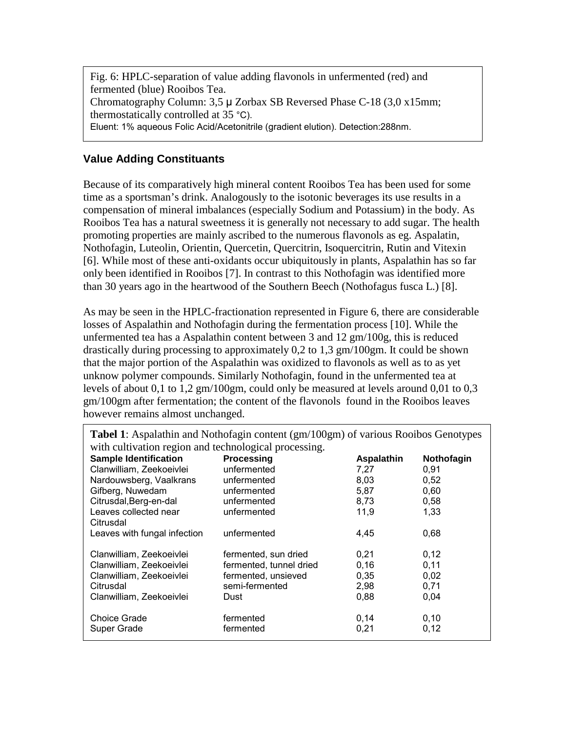Fig. 6: HPLC-separation of value adding flavonols in unfermented (red) and fermented (blue) Rooibos Tea.
Chromatography Column: 3,5 μ Zorbax SB Reversed Phase C-18 (3,0 x15mm; thermostatically controlled at 35 °C).
Eluent: 1% aqueous Folic Acid/Acetonitrile (gradient elution). Detection:288nm.

## Value Adding Constituants

Because of its comparatively high mineral content Rooibos Tea has been used for some time as a sportsman's drink. Analogously to the isotonic beverages its use results in a compensation of mineral imbalances (especially Sodium and Potassium) in the body. As Rooibos Tea has a natural sweetness it is generally not necessary to add sugar. The health promoting properties are mainly ascribed to the numerous flavonols as eg. Aspalatin, Nothofagin, Luteolin, Orientin, Quercetin, Quercitrin, Isoquercitrin, Rutin and Vitexin [6]. While most of these anti-oxidants occur ubiquitously in plants, Aspalathin has so far only been identified in Rooibos [7]. In contrast to this Nothofagin was identified more than 30 years ago in the heartwood of the Southern Beech (Nothofagus fusca L.) [8].

As may be seen in the HPLC-fractionation represented in Figure 6, there are considerable losses of Aspalathin and Nothofagin during the fermentation process [10]. While the unfermented tea has a Aspalathin content between 3 and 12 gm/100g, this is reduced drastically during processing to approximately 0,2 to 1,3 gm/100gm. It could be shown that the major portion of the Aspalathin was oxidized to flavonols as well as to as yet unknow polymer compounds. Similarly Nothofagin, found in the unfermented tea at levels of about 0,1 to 1,2 gm/100gm, could only be measured at levels around 0,01 to 0,3 gm/100gm after fermentation; the content of the flavonols found in the Rooibos leaves however remains almost unchanged.

**Tabel 1**: Aspalathin and Nothofagin content (gm/100gm) of various Rooibos Genotypes with cultivation region and technological processing.

| Sample Identification | Processing | Aspalathin | Nothofagin |
|---|---|---|---|
| Clanwilliam, Zeekoeivlei | unfermented | 7,27 | 0,91 |
| Nardouwsberg, Vaalkrans | unfermented | 8,03 | 0,52 |
| Gifberg, Nuwedam | unfermented | 5,87 | 0,60 |
| Citrusdal,Berg-en-dal | unfermented | 8,73 | 0,58 |
| Leaves collected near Citrusdal | unfermented | 11,9 | 1,33 |
| Leaves with fungal infection | unfermented | 4,45 | 0,68 |
| Clanwilliam, Zeekoeivlei | fermented, sun dried | 0,21 | 0,12 |
| Clanwilliam, Zeekoeivlei | fermented, tunnel dried | 0,16 | 0,11 |
| Clanwilliam, Zeekoeivlei | fermented, unsieved | 0,35 | 0,02 |
| Citrusdal | semi-fermented | 2,98 | 0,71 |
| Clanwilliam, Zeekoeivlei | Dust | 0,88 | 0,04 |
| Choice Grade | fermented | 0,14 | 0,10 |
| Super Grade | fermented | 0,21 | 0,12 |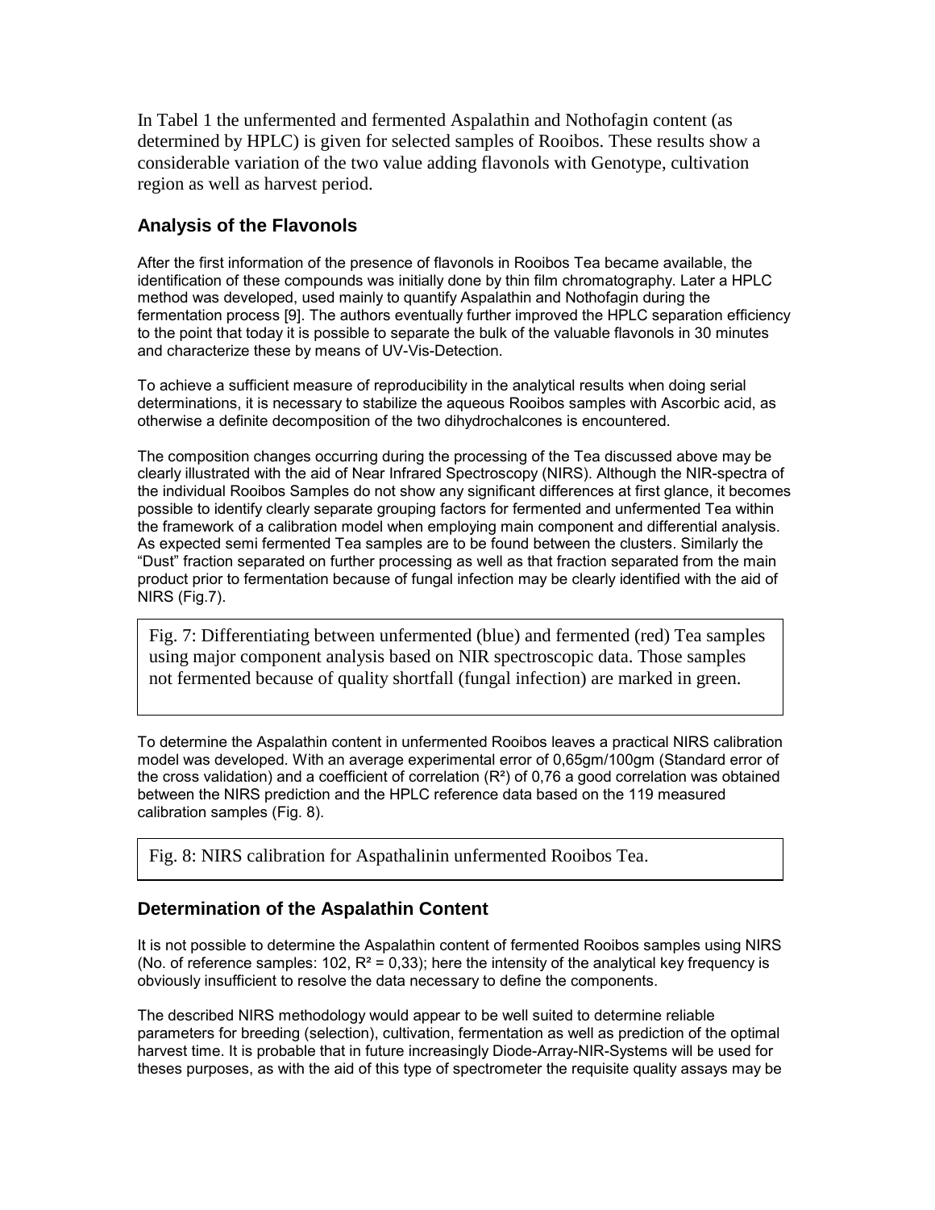In Tabel 1 the unfermented and fermented Aspalathin and Nothofagin content (as determined by HPLC) is given for selected samples of Rooibos. These results show a considerable variation of the two value adding flavonols with Genotype, cultivation region as well as harvest period.

## Analysis of the Flavonols

After the first information of the presence of flavonols in Rooibos Tea became available, the identification of these compounds was initially done by thin film chromatography. Later a HPLC method was developed, used mainly to quantify Aspalathin and Nothofagin during the fermentation process [9]. The authors eventually further improved the HPLC separation efficiency to the point that today it is possible to separate the bulk of the valuable flavonols in 30 minutes and characterize these by means of UV-Vis-Detection.

To achieve a sufficient measure of reproducibility in the analytical results when doing serial determinations, it is necessary to stabilize the aqueous Rooibos samples with Ascorbic acid, as otherwise a definite decomposition of the two dihydrochalcones is encountered.

The composition changes occurring during the processing of the Tea discussed above may be clearly illustrated with the aid of Near Infrared Spectroscopy (NIRS). Although the NIR-spectra of the individual Rooibos Samples do not show any significant differences at first glance, it becomes possible to identify clearly separate grouping factors for fermented and unfermented Tea within the framework of a calibration model when employing main component and differential analysis. As expected semi fermented Tea samples are to be found between the clusters. Similarly the "Dust" fraction separated on further processing as well as that fraction separated from the main product prior to fermentation because of fungal infection may be clearly identified with the aid of NIRS (Fig.7).

Fig. 7: Differentiating between unfermented (blue) and fermented (red) Tea samples using major component analysis based on NIR spectroscopic data. Those samples not fermented because of quality shortfall (fungal infection) are marked in green.

To determine the Aspalathin content in unfermented Rooibos leaves a practical NIRS calibration model was developed. With an average experimental error of 0,65gm/100gm (Standard error of the cross validation) and a coefficient of correlation ($R^2$) of 0,76 a good correlation was obtained between the NIRS prediction and the HPLC reference data based on the 119 measured calibration samples (Fig. 8).

Fig. 8: NIRS calibration for Aspathalinin unfermented Rooibos Tea.

## Determination of the Aspalathin Content

It is not possible to determine the Aspalathin content of fermented Rooibos samples using NIRS (No. of reference samples: 102, $R^2$ = 0,33); here the intensity of the analytical key frequency is obviously insufficient to resolve the data necessary to define the components.

The described NIRS methodology would appear to be well suited to determine reliable parameters for breeding (selection), cultivation, fermentation as well as prediction of the optimal harvest time. It is probable that in future increasingly Diode-Array-NIR-Systems will be used for theses purposes, as with the aid of this type of spectrometer the requisite quality assays may be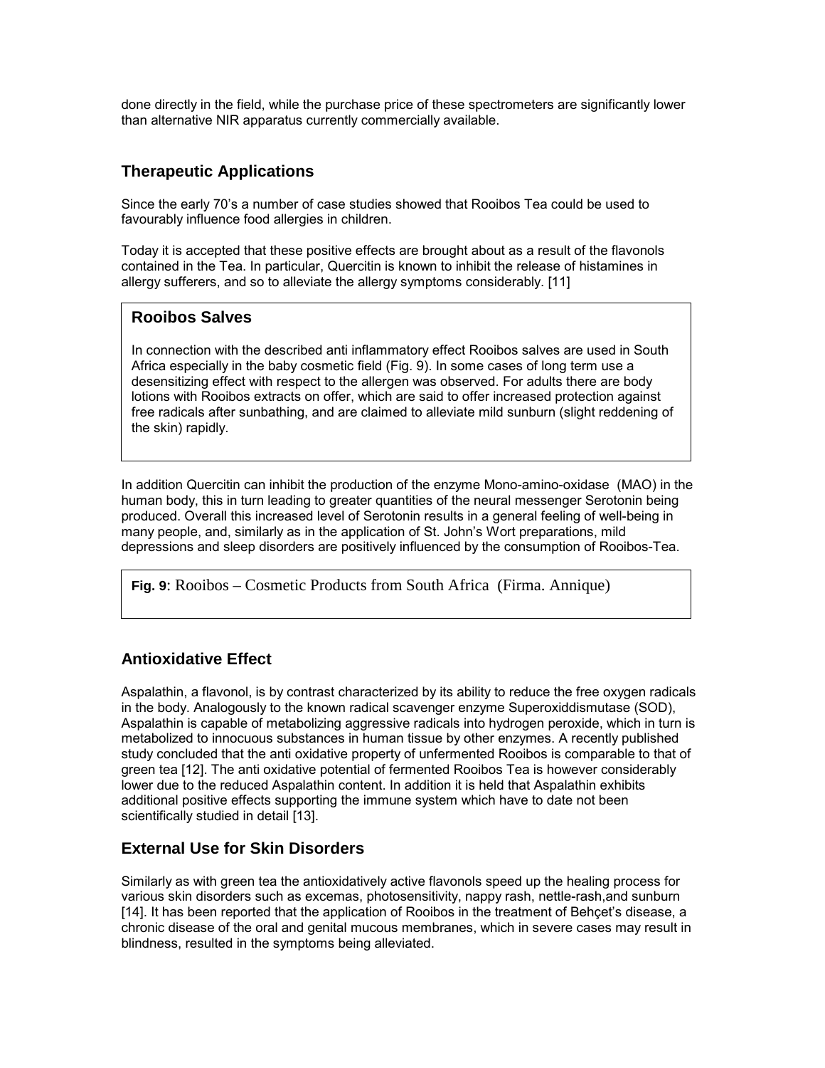done directly in the field, while the purchase price of these spectrometers are significantly lower than alternative NIR apparatus currently commercially available.

## Therapeutic Applications

Since the early 70's a number of case studies showed that Rooibos Tea could be used to favourably influence food allergies in children.

Today it is accepted that these positive effects are brought about as a result of the flavonols contained in the Tea. In particular, Quercitin is known to inhibit the release of histamines in allergy sufferers, and so to alleviate the allergy symptoms considerably. [11]

### Rooibos Salves

In connection with the described anti inflammatory effect Rooibos salves are used in South Africa especially in the baby cosmetic field (Fig. 9). In some cases of long term use a desensitizing effect with respect to the allergen was observed. For adults there are body lotions with Rooibos extracts on offer, which are said to offer increased protection against free radicals after sunbathing, and are claimed to alleviate mild sunburn (slight reddening of the skin) rapidly.

In addition Quercitin can inhibit the production of the enzyme Mono-amino-oxidase (MAO) in the human body, this in turn leading to greater quantities of the neural messenger Serotonin being produced. Overall this increased level of Serotonin results in a general feeling of well-being in many people, and, similarly as in the application of St. John's Wort preparations, mild depressions and sleep disorders are positively influenced by the consumption of Rooibos-Tea.

**Fig. 9**: Rooibos – Cosmetic Products from South Africa (Firma. Annique)

## Antioxidative Effect

Aspalathin, a flavonol, is by contrast characterized by its ability to reduce the free oxygen radicals in the body. Analogously to the known radical scavenger enzyme Superoxiddismutase (SOD), Aspalathin is capable of metabolizing aggressive radicals into hydrogen peroxide, which in turn is metabolized to innocuous substances in human tissue by other enzymes. A recently published study concluded that the anti oxidative property of unfermented Rooibos is comparable to that of green tea [12]. The anti oxidative potential of fermented Rooibos Tea is however considerably lower due to the reduced Aspalathin content. In addition it is held that Aspalathin exhibits additional positive effects supporting the immune system which have to date not been scientifically studied in detail [13].

## External Use for Skin Disorders

Similarly as with green tea the antioxidatively active flavonols speed up the healing process for various skin disorders such as excemas, photosensitivity, nappy rash, nettle-rash,and sunburn [14]. It has been reported that the application of Rooibos in the treatment of Behçet's disease, a chronic disease of the oral and genital mucous membranes, which in severe cases may result in blindness, resulted in the symptoms being alleviated.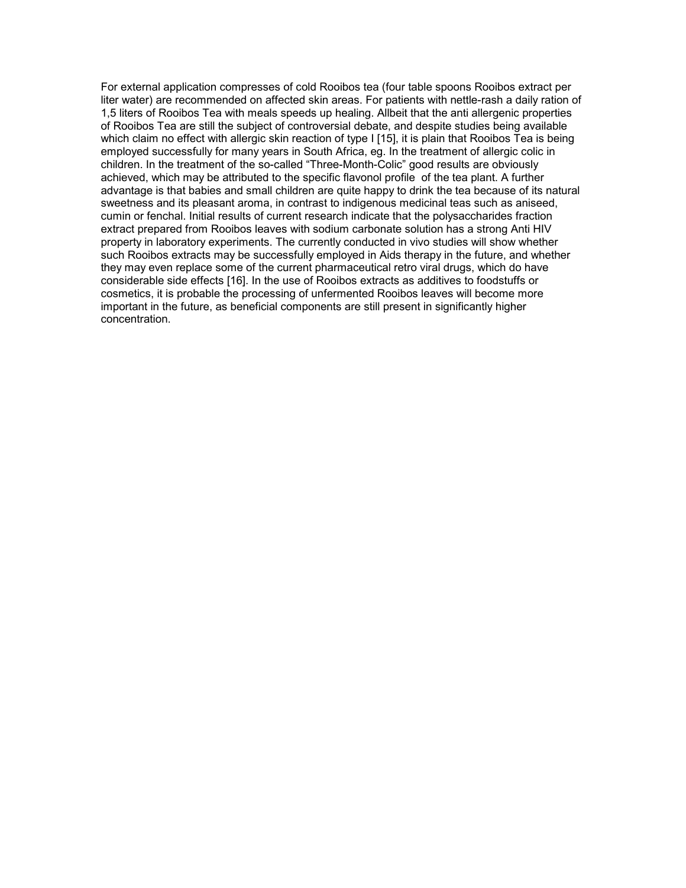For external application compresses of cold Rooibos tea (four table spoons Rooibos extract per liter water) are recommended on affected skin areas. For patients with nettle-rash a daily ration of 1,5 liters of Rooibos Tea with meals speeds up healing. Allbeit that the anti allergenic properties of Rooibos Tea are still the subject of controversial debate, and despite studies being available which claim no effect with allergic skin reaction of type I [15], it is plain that Rooibos Tea is being employed successfully for many years in South Africa, eg. In the treatment of allergic colic in children. In the treatment of the so-called "Three-Month-Colic" good results are obviously achieved, which may be attributed to the specific flavonol profile of the tea plant. A further advantage is that babies and small children are quite happy to drink the tea because of its natural sweetness and its pleasant aroma, in contrast to indigenous medicinal teas such as aniseed, cumin or fenchal. Initial results of current research indicate that the polysaccharides fraction extract prepared from Rooibos leaves with sodium carbonate solution has a strong Anti HIV property in laboratory experiments. The currently conducted in vivo studies will show whether such Rooibos extracts may be successfully employed in Aids therapy in the future, and whether they may even replace some of the current pharmaceutical retro viral drugs, which do have considerable side effects [16]. In the use of Rooibos extracts as additives to foodstuffs or cosmetics, it is probable the processing of unfermented Rooibos leaves will become more important in the future, as beneficial components are still present in significantly higher concentration.